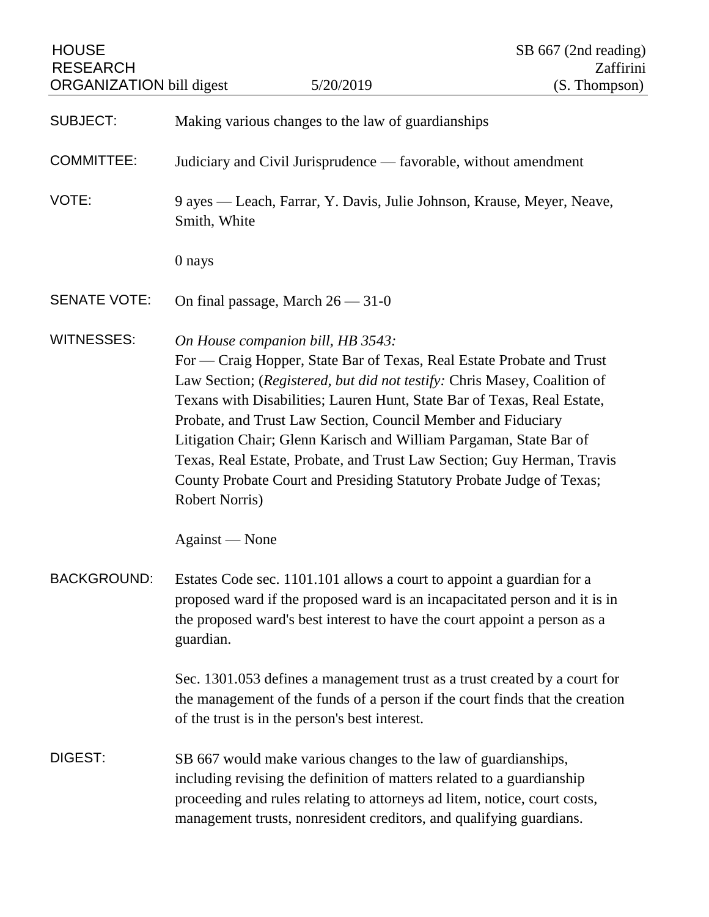HOUSE RESEARCH ORGANIZATION bill digest — 5/20/2019 — SB 667 (2nd reading) Zaffirini (S. Thompson)

**SUBJECT:** Making various changes to the law of guardianships

**COMMITTEE:** Judiciary and Civil Jurisprudence — favorable, without amendment

**VOTE:** 9 ayes — Leach, Farrar, Y. Davis, Julie Johnson, Krause, Meyer, Neave, Smith, White

0 nays

**SENATE VOTE:** On final passage, March 26 — 31-0

**WITNESSES:** *On House companion bill, HB 3543:*
For — Craig Hopper, State Bar of Texas, Real Estate Probate and Trust Law Section; (*Registered, but did not testify:* Chris Masey, Coalition of Texans with Disabilities; Lauren Hunt, State Bar of Texas, Real Estate, Probate, and Trust Law Section, Council Member and Fiduciary Litigation Chair; Glenn Karisch and William Pargaman, State Bar of Texas, Real Estate, Probate, and Trust Law Section; Guy Herman, Travis County Probate Court and Presiding Statutory Probate Judge of Texas; Robert Norris)

Against — None

**BACKGROUND:** Estates Code sec. 1101.101 allows a court to appoint a guardian for a proposed ward if the proposed ward is an incapacitated person and it is in the proposed ward's best interest to have the court appoint a person as a guardian.

Sec. 1301.053 defines a management trust as a trust created by a court for the management of the funds of a person if the court finds that the creation of the trust is in the person's best interest.

**DIGEST:** SB 667 would make various changes to the law of guardianships, including revising the definition of matters related to a guardianship proceeding and rules relating to attorneys ad litem, notice, court costs, management trusts, nonresident creditors, and qualifying guardians.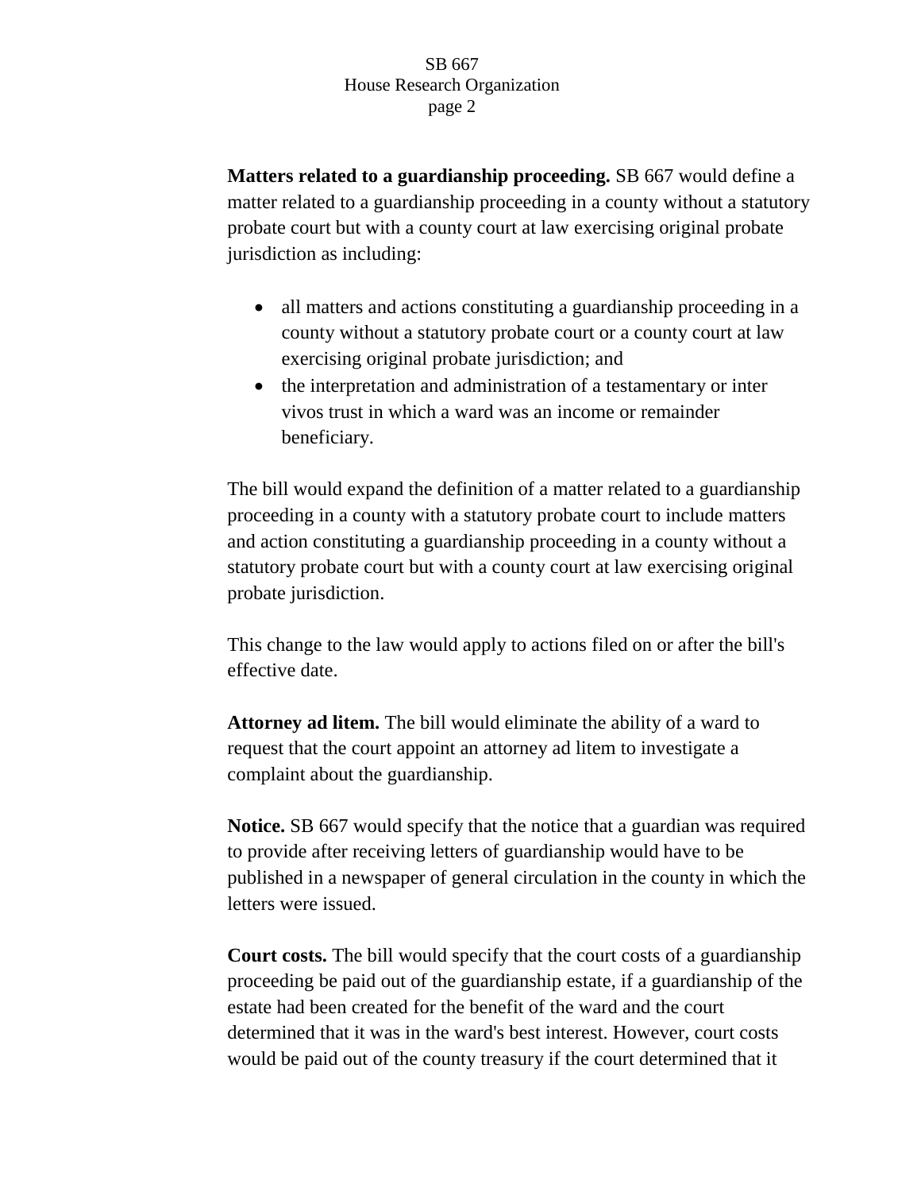**Matters related to a guardianship proceeding.** SB 667 would define a matter related to a guardianship proceeding in a county without a statutory probate court but with a county court at law exercising original probate jurisdiction as including:

- all matters and actions constituting a guardianship proceeding in a county without a statutory probate court or a county court at law exercising original probate jurisdiction; and
- the interpretation and administration of a testamentary or inter vivos trust in which a ward was an income or remainder beneficiary.

The bill would expand the definition of a matter related to a guardianship proceeding in a county with a statutory probate court to include matters and action constituting a guardianship proceeding in a county without a statutory probate court but with a county court at law exercising original probate jurisdiction.

This change to the law would apply to actions filed on or after the bill's effective date.

**Attorney ad litem.** The bill would eliminate the ability of a ward to request that the court appoint an attorney ad litem to investigate a complaint about the guardianship.

**Notice.** SB 667 would specify that the notice that a guardian was required to provide after receiving letters of guardianship would have to be published in a newspaper of general circulation in the county in which the letters were issued.

**Court costs.** The bill would specify that the court costs of a guardianship proceeding be paid out of the guardianship estate, if a guardianship of the estate had been created for the benefit of the ward and the court determined that it was in the ward's best interest. However, court costs would be paid out of the county treasury if the court determined that it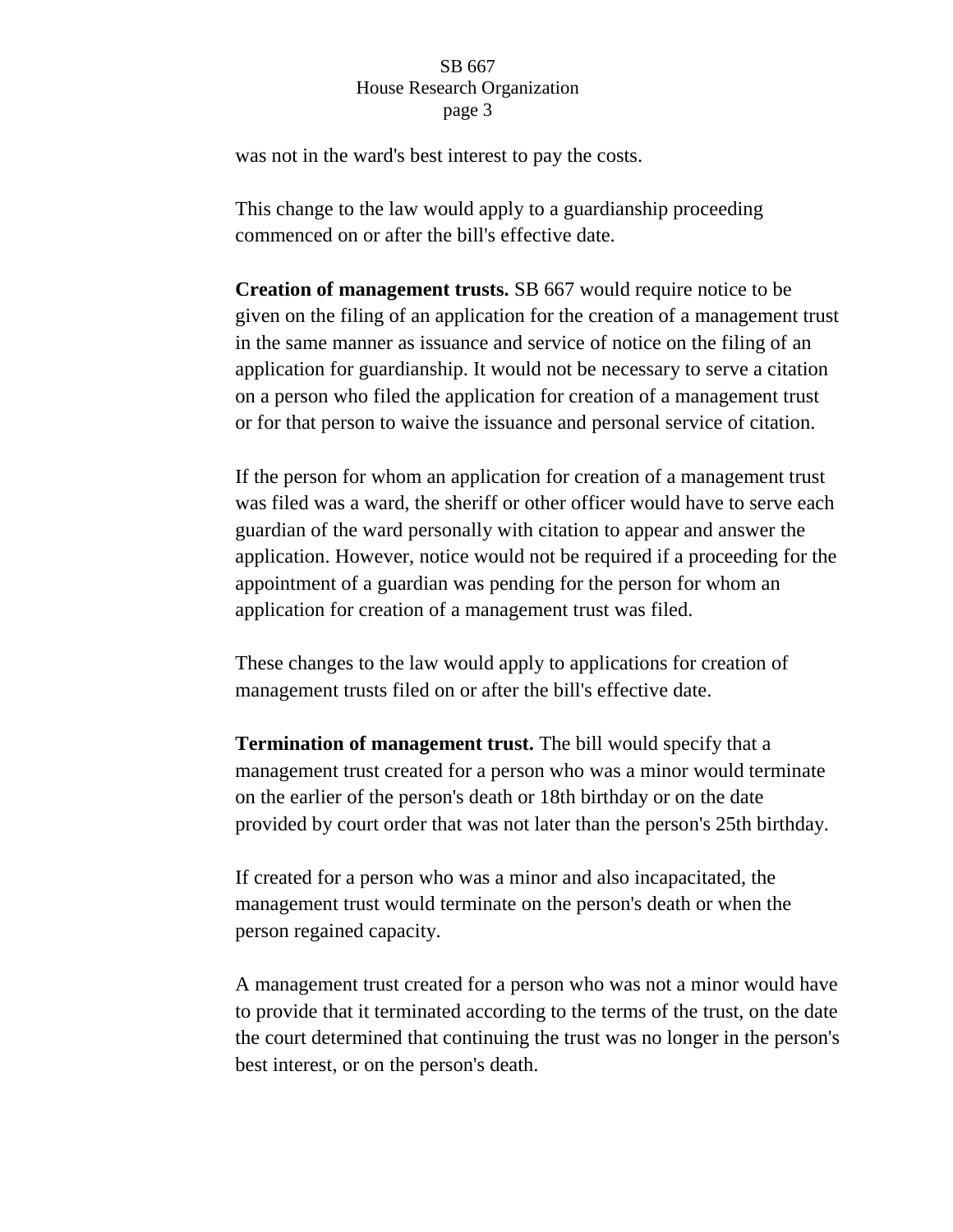was not in the ward's best interest to pay the costs.

This change to the law would apply to a guardianship proceeding commenced on or after the bill's effective date.

**Creation of management trusts.** SB 667 would require notice to be given on the filing of an application for the creation of a management trust in the same manner as issuance and service of notice on the filing of an application for guardianship. It would not be necessary to serve a citation on a person who filed the application for creation of a management trust or for that person to waive the issuance and personal service of citation.

If the person for whom an application for creation of a management trust was filed was a ward, the sheriff or other officer would have to serve each guardian of the ward personally with citation to appear and answer the application. However, notice would not be required if a proceeding for the appointment of a guardian was pending for the person for whom an application for creation of a management trust was filed.

These changes to the law would apply to applications for creation of management trusts filed on or after the bill's effective date.

**Termination of management trust.** The bill would specify that a management trust created for a person who was a minor would terminate on the earlier of the person's death or 18th birthday or on the date provided by court order that was not later than the person's 25th birthday.

If created for a person who was a minor and also incapacitated, the management trust would terminate on the person's death or when the person regained capacity.

A management trust created for a person who was not a minor would have to provide that it terminated according to the terms of the trust, on the date the court determined that continuing the trust was no longer in the person's best interest, or on the person's death.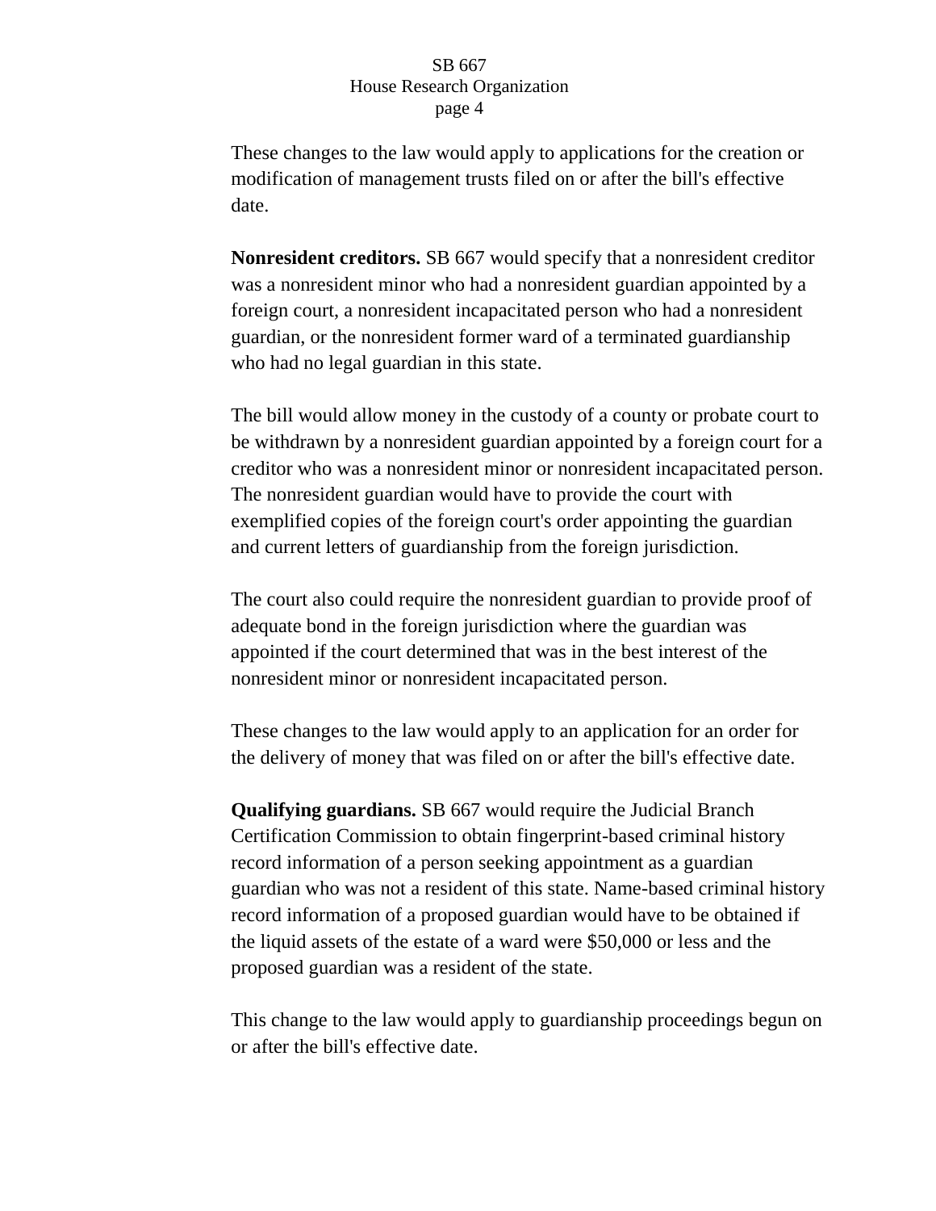These changes to the law would apply to applications for the creation or modification of management trusts filed on or after the bill's effective date.

**Nonresident creditors.** SB 667 would specify that a nonresident creditor was a nonresident minor who had a nonresident guardian appointed by a foreign court, a nonresident incapacitated person who had a nonresident guardian, or the nonresident former ward of a terminated guardianship who had no legal guardian in this state.

The bill would allow money in the custody of a county or probate court to be withdrawn by a nonresident guardian appointed by a foreign court for a creditor who was a nonresident minor or nonresident incapacitated person. The nonresident guardian would have to provide the court with exemplified copies of the foreign court's order appointing the guardian and current letters of guardianship from the foreign jurisdiction.

The court also could require the nonresident guardian to provide proof of adequate bond in the foreign jurisdiction where the guardian was appointed if the court determined that was in the best interest of the nonresident minor or nonresident incapacitated person.

These changes to the law would apply to an application for an order for the delivery of money that was filed on or after the bill's effective date.

**Qualifying guardians.** SB 667 would require the Judicial Branch Certification Commission to obtain fingerprint-based criminal history record information of a person seeking appointment as a guardian guardian who was not a resident of this state. Name-based criminal history record information of a proposed guardian would have to be obtained if the liquid assets of the estate of a ward were $50,000 or less and the proposed guardian was a resident of the state.

This change to the law would apply to guardianship proceedings begun on or after the bill's effective date.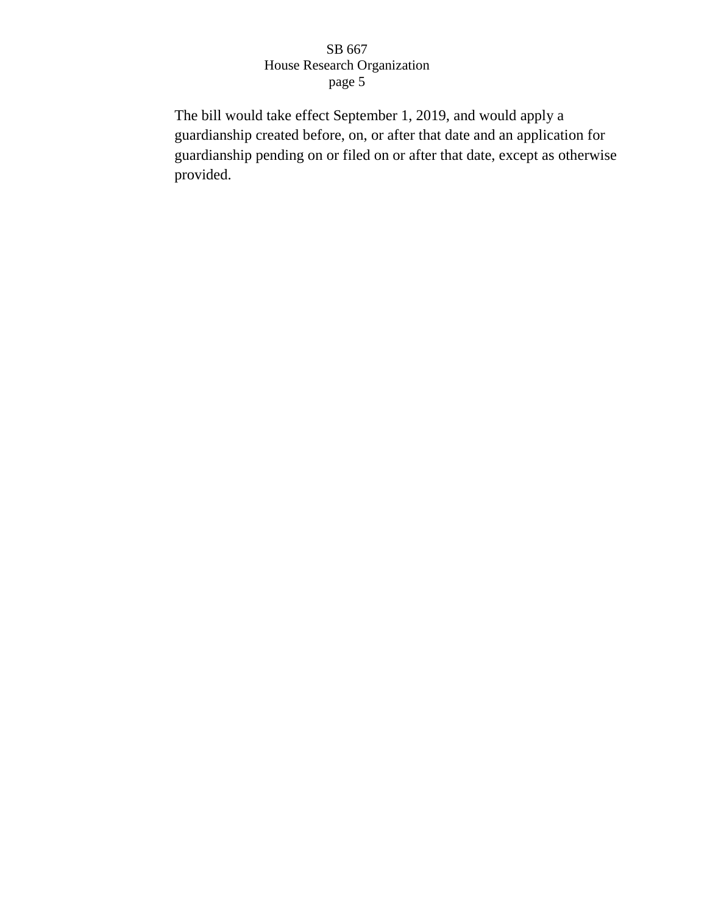The bill would take effect September 1, 2019, and would apply a guardianship created before, on, or after that date and an application for guardianship pending on or filed on or after that date, except as otherwise provided.